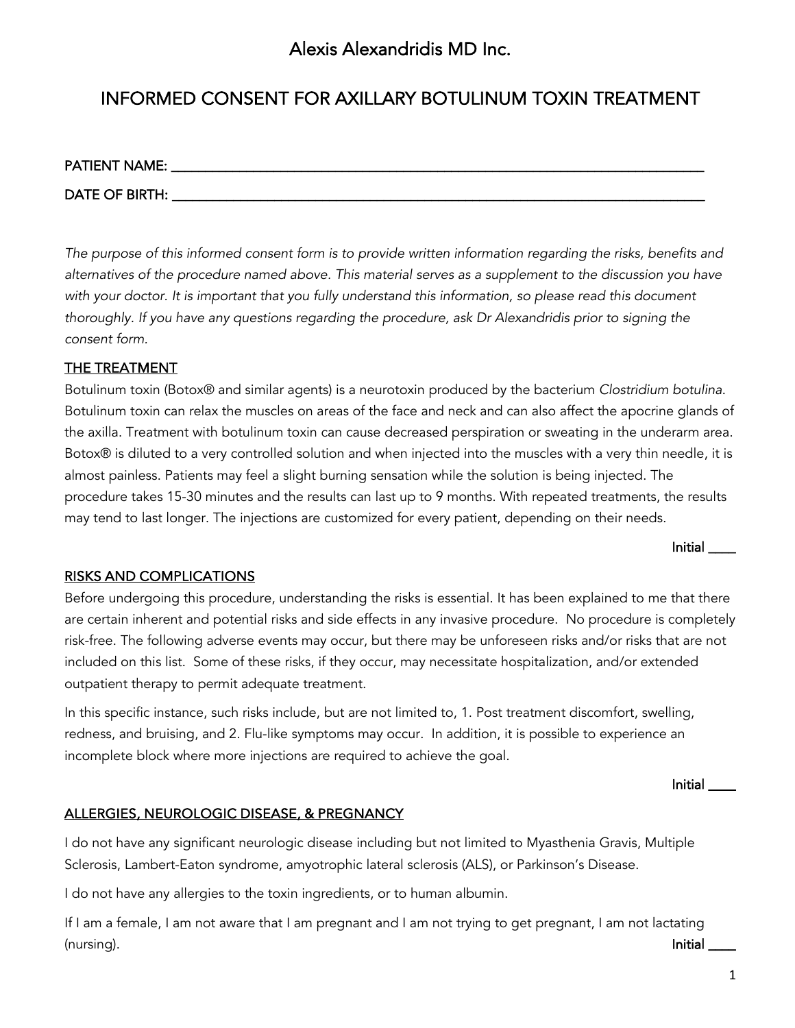# Alexis Alexandridis MD Inc.

## INFORMED CONSENT FOR AXILLARY BOTULINUM TOXIN TREATMENT

PATIENT NAME: ______________________________________________________________

DATE OF BIRTH: ______________________________________________________________

*The purpose of this informed consent form is to provide written information regarding the risks, benefits and alternatives of the procedure named above. This material serves as a supplement to the discussion you have with your doctor. It is important that you fully understand this information, so please read this document thoroughly. If you have any questions regarding the procedure, ask Dr Alexandridis prior to signing the consent form.*

### THE TREATMENT

Botulinum toxin (Botox® and similar agents) is a neurotoxin produced by the bacterium *Clostridium botulina*. Botulinum toxin can relax the muscles on areas of the face and neck and can also affect the apocrine glands of the axilla. Treatment with botulinum toxin can cause decreased perspiration or sweating in the underarm area. Botox® is diluted to a very controlled solution and when injected into the muscles with a very thin needle, it is almost painless. Patients may feel a slight burning sensation while the solution is being injected. The procedure takes 15-30 minutes and the results can last up to 9 months. With repeated treatments, the results may tend to last longer. The injections are customized for every patient, depending on their needs.

Initial ____

### RISKS AND COMPLICATIONS

Before undergoing this procedure, understanding the risks is essential. It has been explained to me that there are certain inherent and potential risks and side effects in any invasive procedure. No procedure is completely risk-free. The following adverse events may occur, but there may be unforeseen risks and/or risks that are not included on this list. Some of these risks, if they occur, may necessitate hospitalization, and/or extended outpatient therapy to permit adequate treatment.

In this specific instance, such risks include, but are not limited to, 1. Post treatment discomfort, swelling, redness, and bruising, and 2. Flu-like symptoms may occur. In addition, it is possible to experience an incomplete block where more injections are required to achieve the goal.

Initial ____

### ALLERGIES, NEUROLOGIC DISEASE, & PREGNANCY

I do not have any significant neurologic disease including but not limited to Myasthenia Gravis, Multiple Sclerosis, Lambert-Eaton syndrome, amyotrophic lateral sclerosis (ALS), or Parkinson's Disease.

I do not have any allergies to the toxin ingredients, or to human albumin.

If I am a female, I am not aware that I am pregnant and I am not trying to get pregnant, I am not lactating (nursing).

Initial ____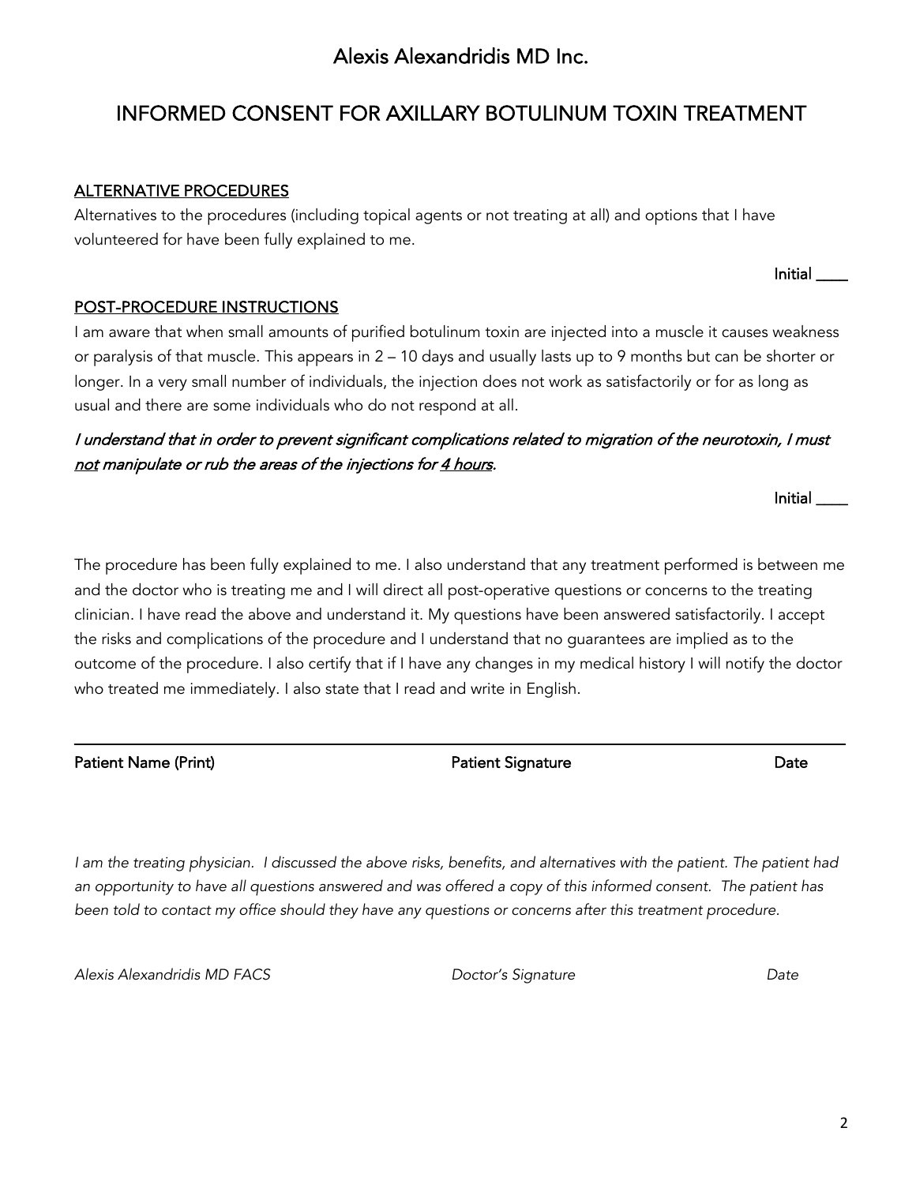# Alexis Alexandridis MD Inc.

## INFORMED CONSENT FOR AXILLARY BOTULINUM TOXIN TREATMENT

### ALTERNATIVE PROCEDURES

Alternatives to the procedures (including topical agents or not treating at all) and options that I have volunteered for have been fully explained to me.

Initial ____

### POST-PROCEDURE INSTRUCTIONS

I am aware that when small amounts of purified botulinum toxin are injected into a muscle it causes weakness or paralysis of that muscle. This appears in 2 – 10 days and usually lasts up to 9 months but can be shorter or longer. In a very small number of individuals, the injection does not work as satisfactorily or for as long as usual and there are some individuals who do not respond at all.

***I understand that in order to prevent significant complications related to migration of the neurotoxin, I must <u>not</u> manipulate or rub the areas of the injections for <u>4 hours</u>.***

Initial ____

The procedure has been fully explained to me. I also understand that any treatment performed is between me and the doctor who is treating me and I will direct all post-operative questions or concerns to the treating clinician. I have read the above and understand it. My questions have been answered satisfactorily. I accept the risks and complications of the procedure and I understand that no guarantees are implied as to the outcome of the procedure. I also certify that if I have any changes in my medical history I will notify the doctor who treated me immediately. I also state that I read and write in English.

| Patient Name (Print) | Patient Signature | Date |
|---|---|---|

*I am the treating physician. I discussed the above risks, benefits, and alternatives with the patient. The patient had an opportunity to have all questions answered and was offered a copy of this informed consent. The patient has been told to contact my office should they have any questions or concerns after this treatment procedure.*

| *Alexis Alexandridis MD FACS* | *Doctor's Signature* | *Date* |
|---|---|---|